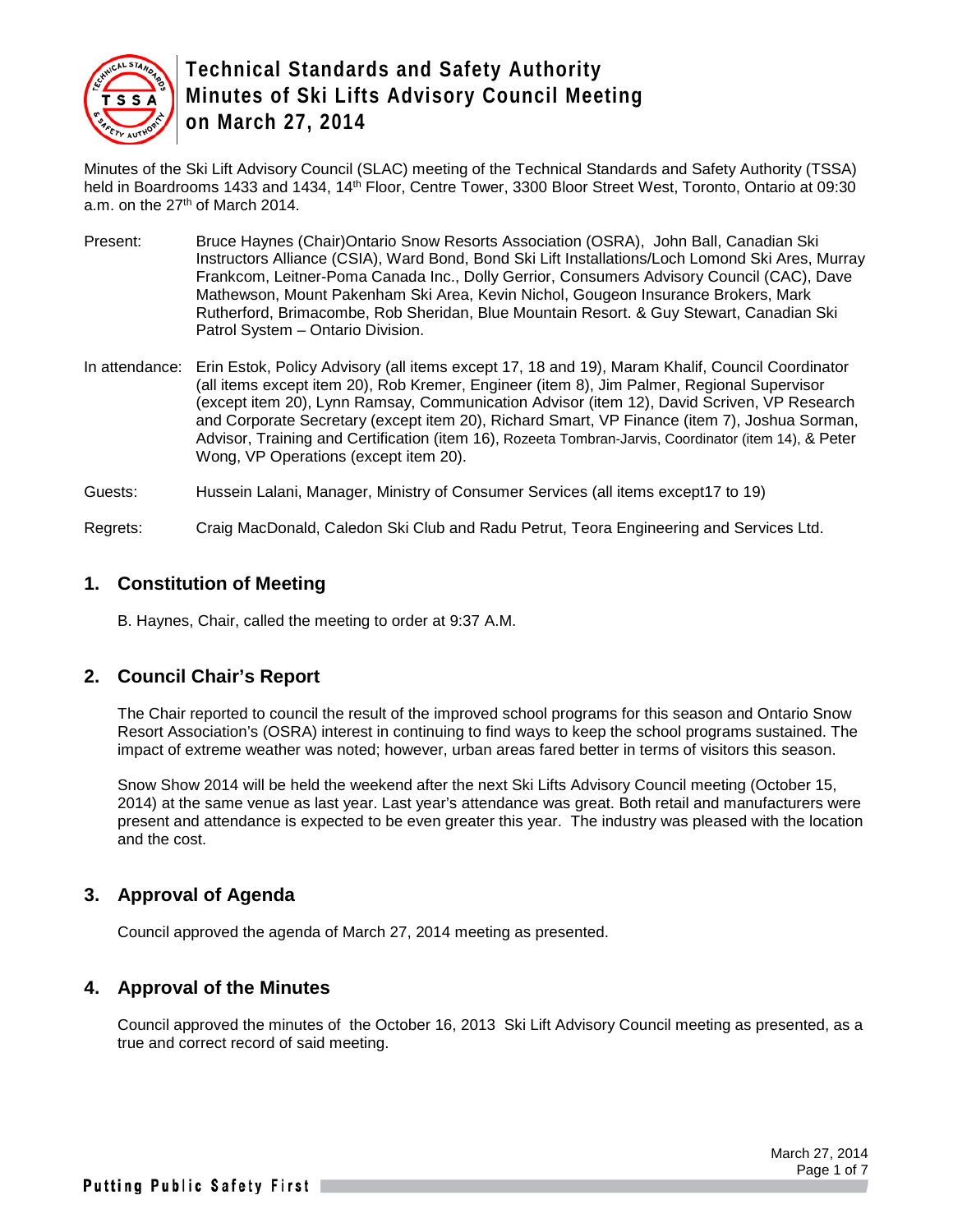# Technical Standards and Safety Authority Minutes of Ski Lifts Advisory Council Meeting on March 27, 2014

Minutes of the Ski Lift Advisory Council (SLAC) meeting of the Technical Standards and Safety Authority (TSSA) held in Boardrooms 1433 and 1434, 14th Floor, Centre Tower, 3300 Bloor Street West, Toronto, Ontario at 09:30 a.m. on the 27th of March 2014.

Present: Bruce Haynes (Chair)Ontario Snow Resorts Association (OSRA), John Ball, Canadian Ski Instructors Alliance (CSIA), Ward Bond, Bond Ski Lift Installations/Loch Lomond Ski Ares, Murray Frankcom, Leitner-Poma Canada Inc., Dolly Gerrior, Consumers Advisory Council (CAC), Dave Mathewson, Mount Pakenham Ski Area, Kevin Nichol, Gougeon Insurance Brokers, Mark Rutherford, Brimacombe, Rob Sheridan, Blue Mountain Resort. & Guy Stewart, Canadian Ski Patrol System – Ontario Division.

In attendance: Erin Estok, Policy Advisory (all items except 17, 18 and 19), Maram Khalif, Council Coordinator (all items except item 20), Rob Kremer, Engineer (item 8), Jim Palmer, Regional Supervisor (except item 20), Lynn Ramsay, Communication Advisor (item 12), David Scriven, VP Research and Corporate Secretary (except item 20), Richard Smart, VP Finance (item 7), Joshua Sorman, Advisor, Training and Certification (item 16), Rozeeta Tombran-Jarvis, Coordinator (item 14), & Peter Wong, VP Operations (except item 20).

Guests: Hussein Lalani, Manager, Ministry of Consumer Services (all items except17 to 19)

Regrets: Craig MacDonald, Caledon Ski Club and Radu Petrut, Teora Engineering and Services Ltd.

## 1. Constitution of Meeting

B. Haynes, Chair, called the meeting to order at 9:37 A.M.

## 2. Council Chair's Report

The Chair reported to council the result of the improved school programs for this season and Ontario Snow Resort Association's (OSRA) interest in continuing to find ways to keep the school programs sustained. The impact of extreme weather was noted; however, urban areas fared better in terms of visitors this season.

Snow Show 2014 will be held the weekend after the next Ski Lifts Advisory Council meeting (October 15, 2014) at the same venue as last year. Last year's attendance was great. Both retail and manufacturers were present and attendance is expected to be even greater this year. The industry was pleased with the location and the cost.

## 3. Approval of Agenda

Council approved the agenda of March 27, 2014 meeting as presented.

## 4. Approval of the Minutes

Council approved the minutes of the October 16, 2013 Ski Lift Advisory Council meeting as presented, as a true and correct record of said meeting.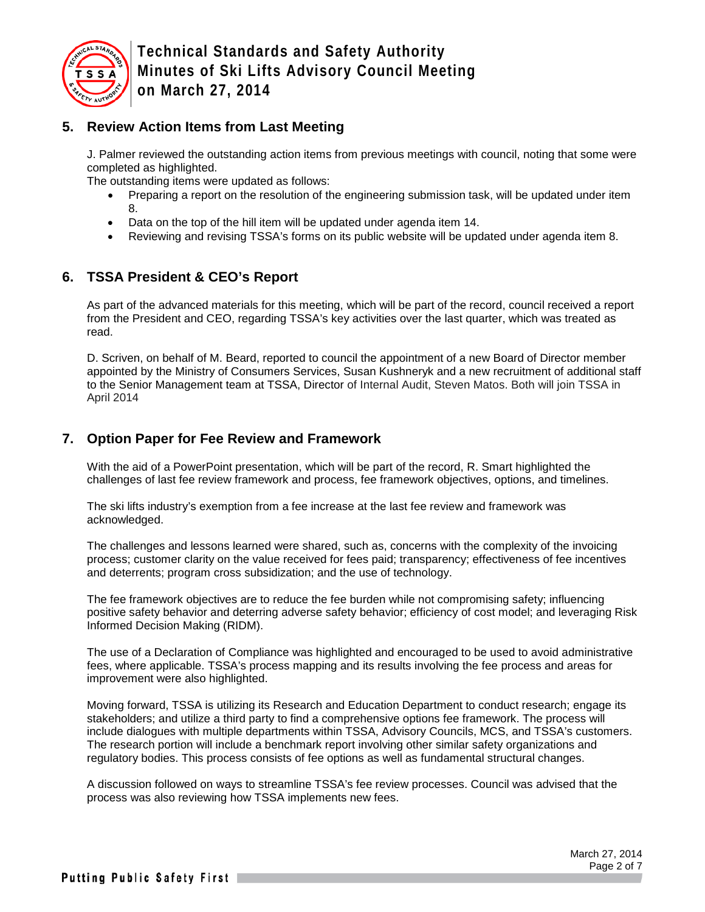## 5. Review Action Items from Last Meeting

J. Palmer reviewed the outstanding action items from previous meetings with council, noting that some were completed as highlighted.
The outstanding items were updated as follows:

- Preparing a report on the resolution of the engineering submission task, will be updated under item 8.
- Data on the top of the hill item will be updated under agenda item 14.
- Reviewing and revising TSSA's forms on its public website will be updated under agenda item 8.

## 6. TSSA President & CEO's Report

As part of the advanced materials for this meeting, which will be part of the record, council received a report from the President and CEO, regarding TSSA's key activities over the last quarter, which was treated as read.

D. Scriven, on behalf of M. Beard, reported to council the appointment of a new Board of Director member appointed by the Ministry of Consumers Services, Susan Kushneryk and a new recruitment of additional staff to the Senior Management team at TSSA, Director of Internal Audit, Steven Matos. Both will join TSSA in April 2014

## 7. Option Paper for Fee Review and Framework

With the aid of a PowerPoint presentation, which will be part of the record, R. Smart highlighted the challenges of last fee review framework and process, fee framework objectives, options, and timelines.

The ski lifts industry's exemption from a fee increase at the last fee review and framework was acknowledged.

The challenges and lessons learned were shared, such as, concerns with the complexity of the invoicing process; customer clarity on the value received for fees paid; transparency; effectiveness of fee incentives and deterrents; program cross subsidization; and the use of technology.

The fee framework objectives are to reduce the fee burden while not compromising safety; influencing positive safety behavior and deterring adverse safety behavior; efficiency of cost model; and leveraging Risk Informed Decision Making (RIDM).

The use of a Declaration of Compliance was highlighted and encouraged to be used to avoid administrative fees, where applicable. TSSA's process mapping and its results involving the fee process and areas for improvement were also highlighted.

Moving forward, TSSA is utilizing its Research and Education Department to conduct research; engage its stakeholders; and utilize a third party to find a comprehensive options fee framework. The process will include dialogues with multiple departments within TSSA, Advisory Councils, MCS, and TSSA's customers. The research portion will include a benchmark report involving other similar safety organizations and regulatory bodies. This process consists of fee options as well as fundamental structural changes.

A discussion followed on ways to streamline TSSA's fee review processes. Council was advised that the process was also reviewing how TSSA implements new fees.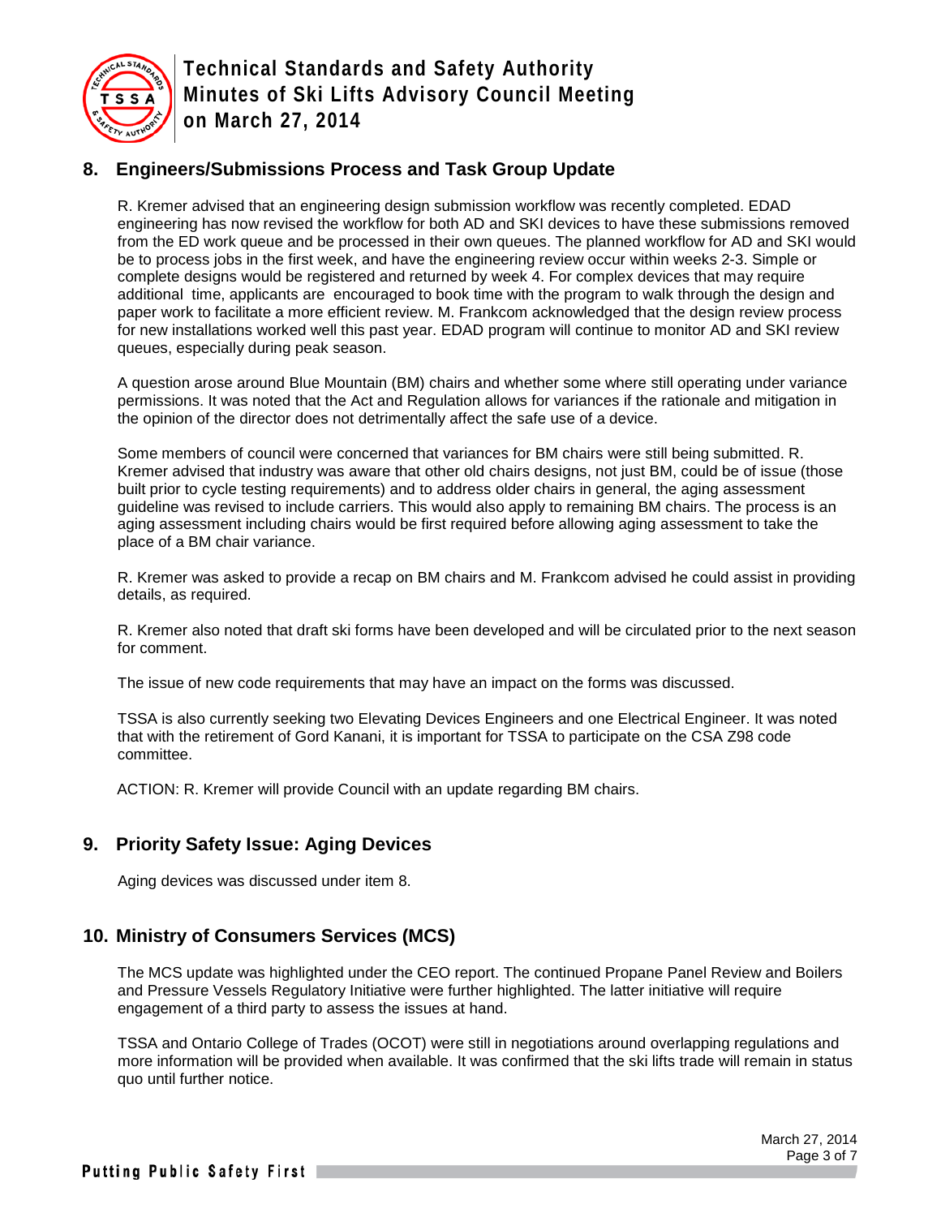## 8. Engineers/Submissions Process and Task Group Update

R. Kremer advised that an engineering design submission workflow was recently completed. EDAD engineering has now revised the workflow for both AD and SKI devices to have these submissions removed from the ED work queue and be processed in their own queues. The planned workflow for AD and SKI would be to process jobs in the first week, and have the engineering review occur within weeks 2-3. Simple or complete designs would be registered and returned by week 4. For complex devices that may require additional time, applicants are encouraged to book time with the program to walk through the design and paper work to facilitate a more efficient review. M. Frankcom acknowledged that the design review process for new installations worked well this past year. EDAD program will continue to monitor AD and SKI review queues, especially during peak season.

A question arose around Blue Mountain (BM) chairs and whether some where still operating under variance permissions. It was noted that the Act and Regulation allows for variances if the rationale and mitigation in the opinion of the director does not detrimentally affect the safe use of a device.

Some members of council were concerned that variances for BM chairs were still being submitted. R. Kremer advised that industry was aware that other old chairs designs, not just BM, could be of issue (those built prior to cycle testing requirements) and to address older chairs in general, the aging assessment guideline was revised to include carriers. This would also apply to remaining BM chairs. The process is an aging assessment including chairs would be first required before allowing aging assessment to take the place of a BM chair variance.

R. Kremer was asked to provide a recap on BM chairs and M. Frankcom advised he could assist in providing details, as required.

R. Kremer also noted that draft ski forms have been developed and will be circulated prior to the next season for comment.

The issue of new code requirements that may have an impact on the forms was discussed.

TSSA is also currently seeking two Elevating Devices Engineers and one Electrical Engineer. It was noted that with the retirement of Gord Kanani, it is important for TSSA to participate on the CSA Z98 code committee.

ACTION: R. Kremer will provide Council with an update regarding BM chairs.

## 9. Priority Safety Issue: Aging Devices

Aging devices was discussed under item 8.

## 10. Ministry of Consumers Services (MCS)

The MCS update was highlighted under the CEO report. The continued Propane Panel Review and Boilers and Pressure Vessels Regulatory Initiative were further highlighted. The latter initiative will require engagement of a third party to assess the issues at hand.

TSSA and Ontario College of Trades (OCOT) were still in negotiations around overlapping regulations and more information will be provided when available. It was confirmed that the ski lifts trade will remain in status quo until further notice.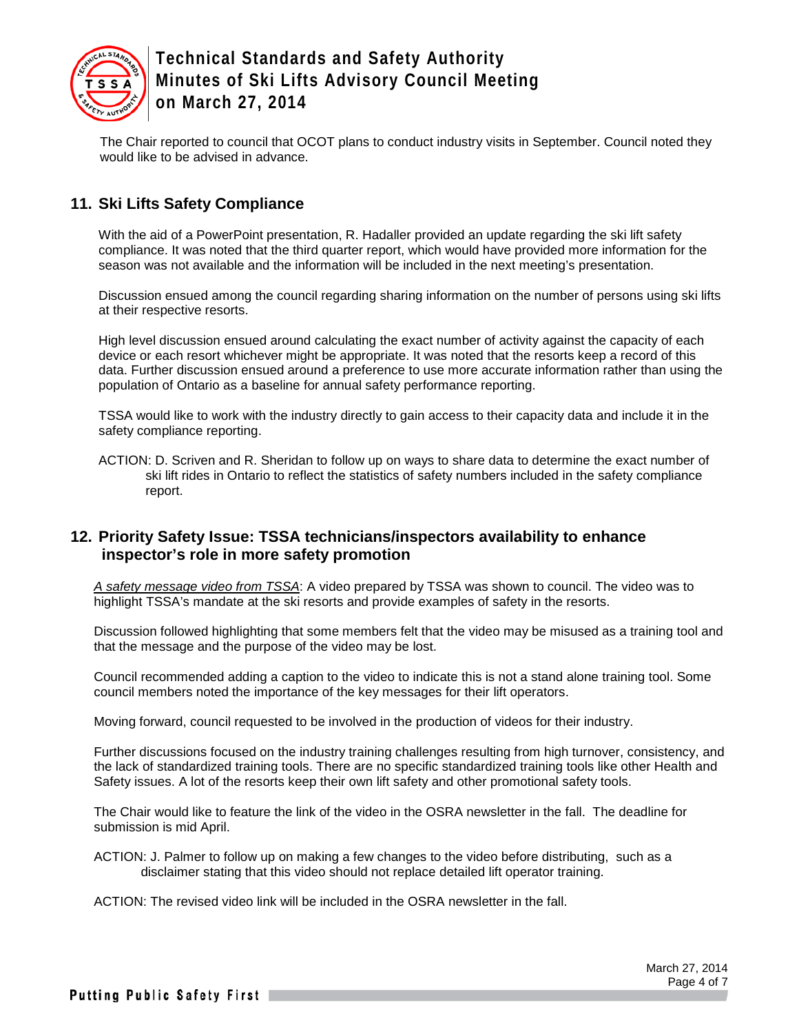The Chair reported to council that OCOT plans to conduct industry visits in September. Council noted they would like to be advised in advance.

## 11. Ski Lifts Safety Compliance

With the aid of a PowerPoint presentation, R. Hadaller provided an update regarding the ski lift safety compliance. It was noted that the third quarter report, which would have provided more information for the season was not available and the information will be included in the next meeting's presentation.

Discussion ensued among the council regarding sharing information on the number of persons using ski lifts at their respective resorts.

High level discussion ensued around calculating the exact number of activity against the capacity of each device or each resort whichever might be appropriate. It was noted that the resorts keep a record of this data. Further discussion ensued around a preference to use more accurate information rather than using the population of Ontario as a baseline for annual safety performance reporting.

TSSA would like to work with the industry directly to gain access to their capacity data and include it in the safety compliance reporting.

ACTION: D. Scriven and R. Sheridan to follow up on ways to share data to determine the exact number of ski lift rides in Ontario to reflect the statistics of safety numbers included in the safety compliance report.

## 12. Priority Safety Issue: TSSA technicians/inspectors availability to enhance inspector's role in more safety promotion

*A safety message video from TSSA*: A video prepared by TSSA was shown to council. The video was to highlight TSSA's mandate at the ski resorts and provide examples of safety in the resorts.

Discussion followed highlighting that some members felt that the video may be misused as a training tool and that the message and the purpose of the video may be lost.

Council recommended adding a caption to the video to indicate this is not a stand alone training tool. Some council members noted the importance of the key messages for their lift operators.

Moving forward, council requested to be involved in the production of videos for their industry.

Further discussions focused on the industry training challenges resulting from high turnover, consistency, and the lack of standardized training tools. There are no specific standardized training tools like other Health and Safety issues. A lot of the resorts keep their own lift safety and other promotional safety tools.

The Chair would like to feature the link of the video in the OSRA newsletter in the fall. The deadline for submission is mid April.

ACTION: J. Palmer to follow up on making a few changes to the video before distributing, such as a disclaimer stating that this video should not replace detailed lift operator training.

ACTION: The revised video link will be included in the OSRA newsletter in the fall.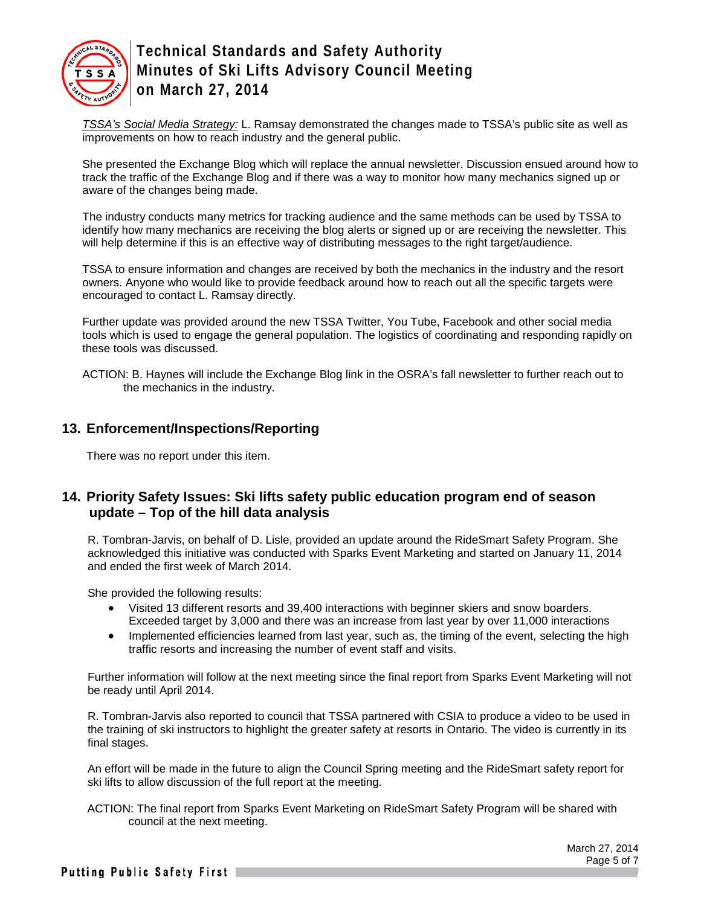*TSSA's Social Media Strategy:* L. Ramsay demonstrated the changes made to TSSA's public site as well as improvements on how to reach industry and the general public.

She presented the Exchange Blog which will replace the annual newsletter. Discussion ensued around how to track the traffic of the Exchange Blog and if there was a way to monitor how many mechanics signed up or aware of the changes being made.

The industry conducts many metrics for tracking audience and the same methods can be used by TSSA to identify how many mechanics are receiving the blog alerts or signed up or are receiving the newsletter. This will help determine if this is an effective way of distributing messages to the right target/audience.

TSSA to ensure information and changes are received by both the mechanics in the industry and the resort owners. Anyone who would like to provide feedback around how to reach out all the specific targets were encouraged to contact L. Ramsay directly.

Further update was provided around the new TSSA Twitter, You Tube, Facebook and other social media tools which is used to engage the general population. The logistics of coordinating and responding rapidly on these tools was discussed.

ACTION: B. Haynes will include the Exchange Blog link in the OSRA's fall newsletter to further reach out to the mechanics in the industry.

## 13. Enforcement/Inspections/Reporting

There was no report under this item.

## 14. Priority Safety Issues: Ski lifts safety public education program end of season update – Top of the hill data analysis

R. Tombran-Jarvis, on behalf of D. Lisle, provided an update around the RideSmart Safety Program. She acknowledged this initiative was conducted with Sparks Event Marketing and started on January 11, 2014 and ended the first week of March 2014.

She provided the following results:

- Visited 13 different resorts and 39,400 interactions with beginner skiers and snow boarders. Exceeded target by 3,000 and there was an increase from last year by over 11,000 interactions
- Implemented efficiencies learned from last year, such as, the timing of the event, selecting the high traffic resorts and increasing the number of event staff and visits.

Further information will follow at the next meeting since the final report from Sparks Event Marketing will not be ready until April 2014.

R. Tombran-Jarvis also reported to council that TSSA partnered with CSIA to produce a video to be used in the training of ski instructors to highlight the greater safety at resorts in Ontario. The video is currently in its final stages.

An effort will be made in the future to align the Council Spring meeting and the RideSmart safety report for ski lifts to allow discussion of the full report at the meeting.

ACTION: The final report from Sparks Event Marketing on RideSmart Safety Program will be shared with council at the next meeting.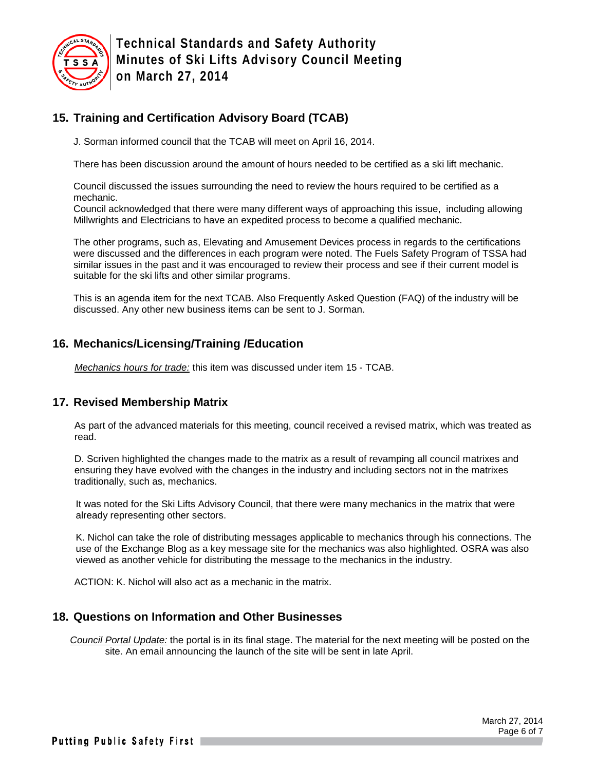## 15. Training and Certification Advisory Board (TCAB)

J. Sorman informed council that the TCAB will meet on April 16, 2014.

There has been discussion around the amount of hours needed to be certified as a ski lift mechanic.

Council discussed the issues surrounding the need to review the hours required to be certified as a mechanic.
Council acknowledged that there were many different ways of approaching this issue, including allowing Millwrights and Electricians to have an expedited process to become a qualified mechanic.

The other programs, such as, Elevating and Amusement Devices process in regards to the certifications were discussed and the differences in each program were noted. The Fuels Safety Program of TSSA had similar issues in the past and it was encouraged to review their process and see if their current model is suitable for the ski lifts and other similar programs.

This is an agenda item for the next TCAB. Also Frequently Asked Question (FAQ) of the industry will be discussed. Any other new business items can be sent to J. Sorman.

## 16. Mechanics/Licensing/Training /Education

*Mechanics hours for trade:* this item was discussed under item 15 - TCAB.

## 17. Revised Membership Matrix

As part of the advanced materials for this meeting, council received a revised matrix, which was treated as read.

D. Scriven highlighted the changes made to the matrix as a result of revamping all council matrixes and ensuring they have evolved with the changes in the industry and including sectors not in the matrixes traditionally, such as, mechanics.

It was noted for the Ski Lifts Advisory Council, that there were many mechanics in the matrix that were already representing other sectors.

K. Nichol can take the role of distributing messages applicable to mechanics through his connections. The use of the Exchange Blog as a key message site for the mechanics was also highlighted. OSRA was also viewed as another vehicle for distributing the message to the mechanics in the industry.

ACTION: K. Nichol will also act as a mechanic in the matrix.

## 18. Questions on Information and Other Businesses

*Council Portal Update:* the portal is in its final stage. The material for the next meeting will be posted on the site. An email announcing the launch of the site will be sent in late April.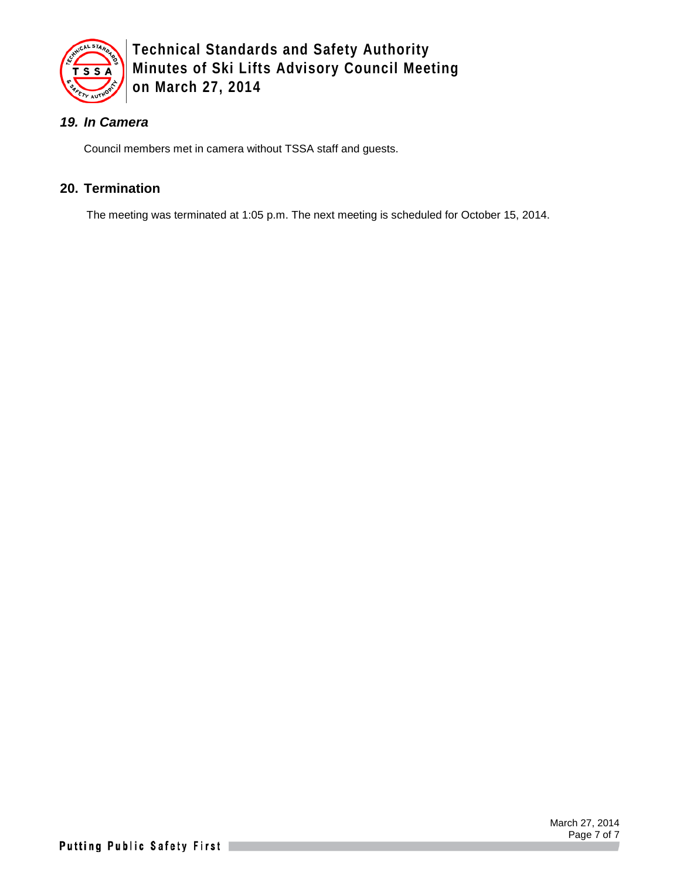## *19. In Camera*

Council members met in camera without TSSA staff and guests.

## 20. Termination

The meeting was terminated at 1:05 p.m. The next meeting is scheduled for October 15, 2014.